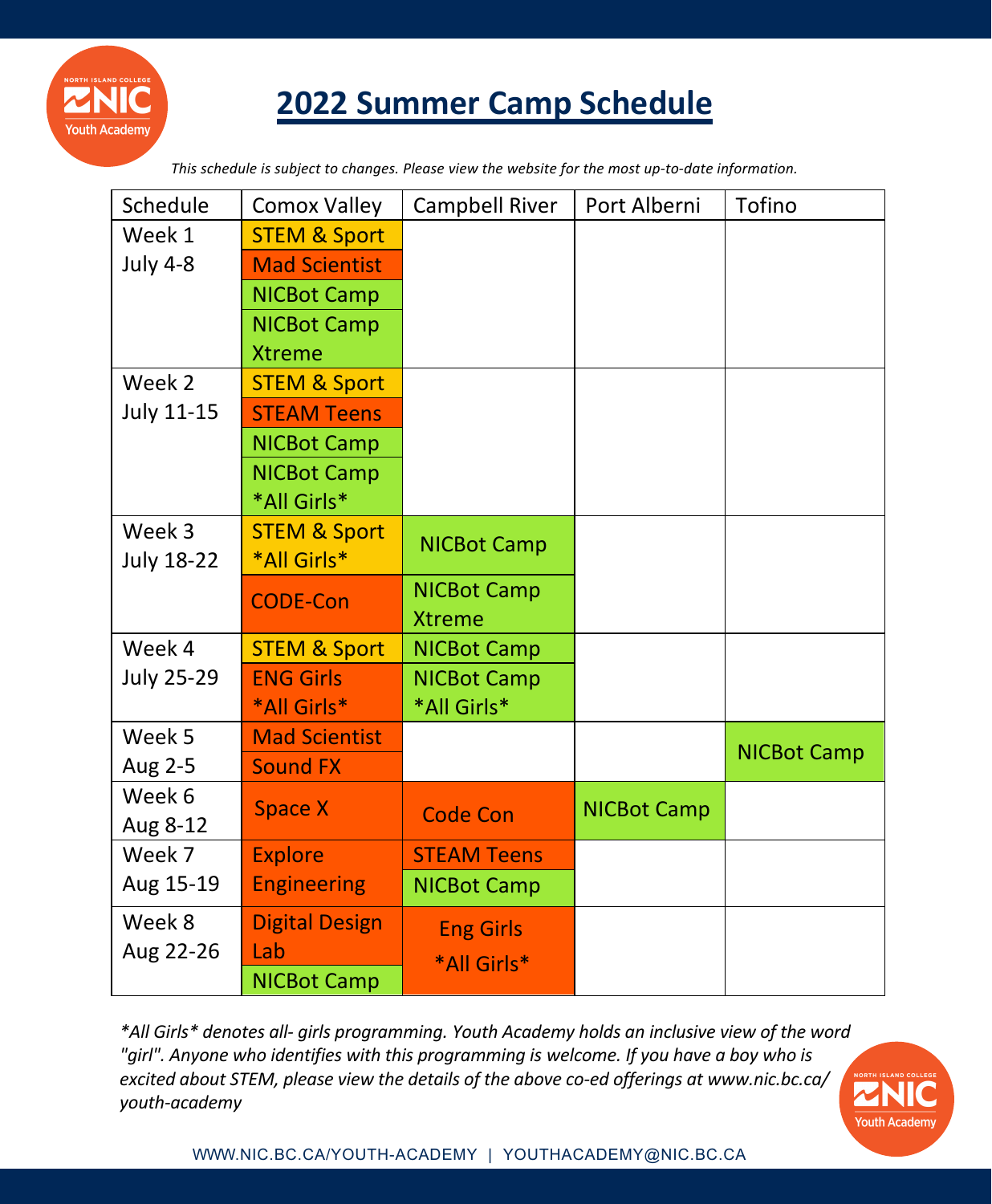# 2022 Summer Camp Schedule

*This schedule is subject to changes. Please view the website for the most up-to-date information.*

| Schedule | Comox Valley | Campbell River | Port Alberni | Tofino |
|---|---|---|---|---|
| Week 1 July 4-8 | STEM & Sport<br>Mad Scientist<br>NICBot Camp<br>NICBot Camp Xtreme | | | |
| Week 2 July 11-15 | STEM & Sport<br>STEAM Teens<br>NICBot Camp<br>NICBot Camp \*All Girls\* | | | |
| Week 3 July 18-22 | STEM & Sport \*All Girls\*<br>CODE-Con | NICBot Camp<br>NICBot Camp Xtreme | | |
| Week 4 July 25-29 | STEM & Sport<br>ENG Girls \*All Girls\* | NICBot Camp<br>NICBot Camp \*All Girls\* | | |
| Week 5 Aug 2-5 | Mad Scientist<br>Sound FX | | | NICBot Camp |
| Week 6 Aug 8-12 | Space X | Code Con | NICBot Camp | |
| Week 7 Aug 15-19 | Explore Engineering | STEAM Teens<br>NICBot Camp | | |
| Week 8 Aug 22-26 | Digital Design Lab<br>NICBot Camp | Eng Girls \*All Girls\* | | |

*\*All Girls\* denotes all- girls programming. Youth Academy holds an inclusive view of the word "girl". Anyone who identifies with this programming is welcome. If you have a boy who is excited about STEM, please view the details of the above co-ed offerings at www.nic.bc.ca/youth-academy*

WWW.NIC.BC.CA/YOUTH-ACADEMY | YOUTHACADEMY@NIC.BC.CA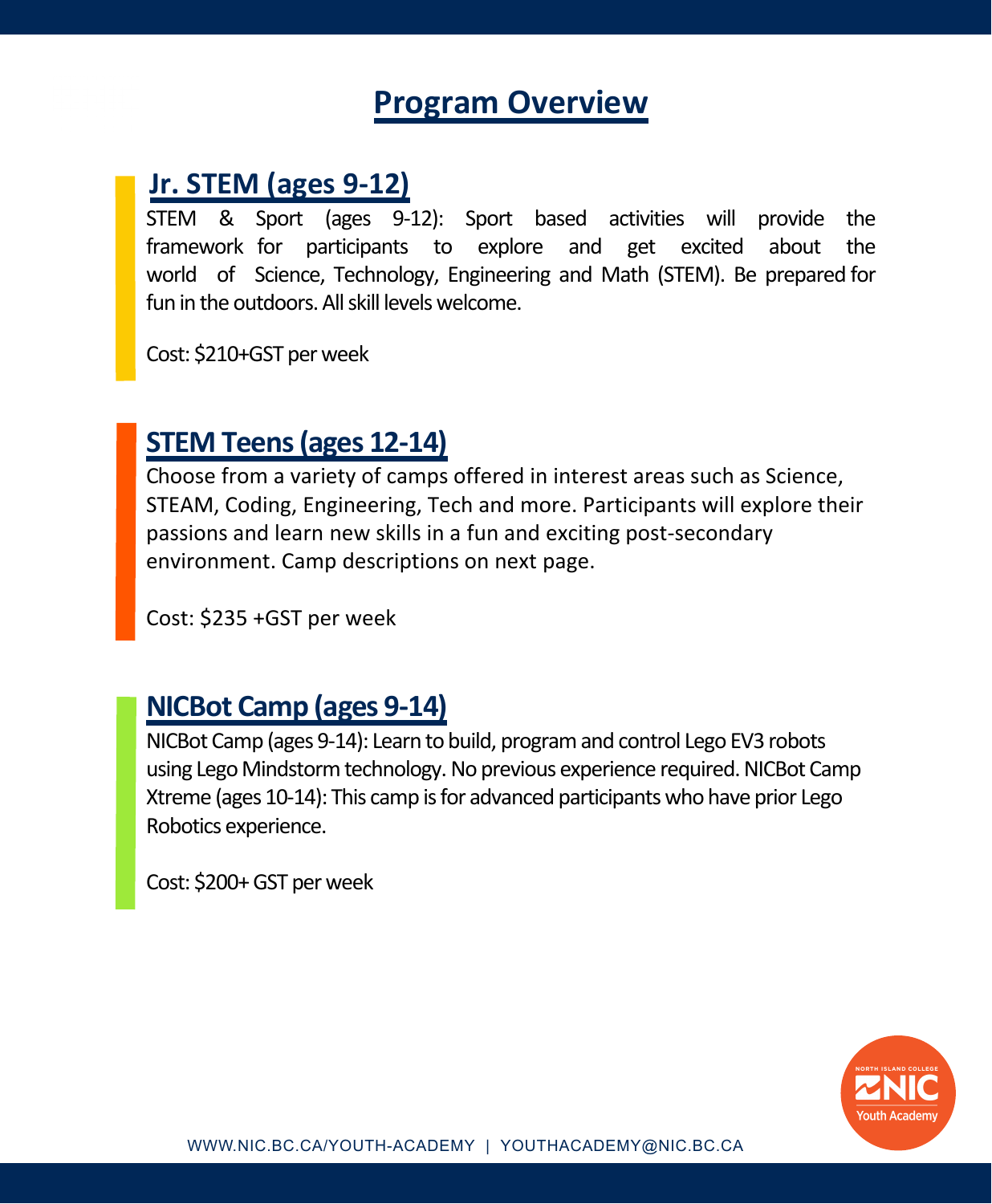# Program Overview

## Jr. STEM (ages 9-12)

STEM & Sport (ages 9-12): Sport based activities will provide the framework for participants to explore and get excited about the world of Science, Technology, Engineering and Math (STEM). Be prepared for fun in the outdoors. All skill levels welcome.

Cost: $210+GST per week

## STEM Teens (ages 12-14)

Choose from a variety of camps offered in interest areas such as Science, STEAM, Coding, Engineering, Tech and more. Participants will explore their passions and learn new skills in a fun and exciting post-secondary environment. Camp descriptions on next page.

Cost: $235 +GST per week

## NICBot Camp (ages 9-14)

NICBot Camp (ages 9-14): Learn to build, program and control Lego EV3 robots using Lego Mindstorm technology. No previous experience required. NICBot Camp Xtreme (ages 10-14): This camp is for advanced participants who have prior Lego Robotics experience.

Cost: $200+ GST per week

WWW.NIC.BC.CA/YOUTH-ACADEMY | YOUTHACADEMY@NIC.BC.CA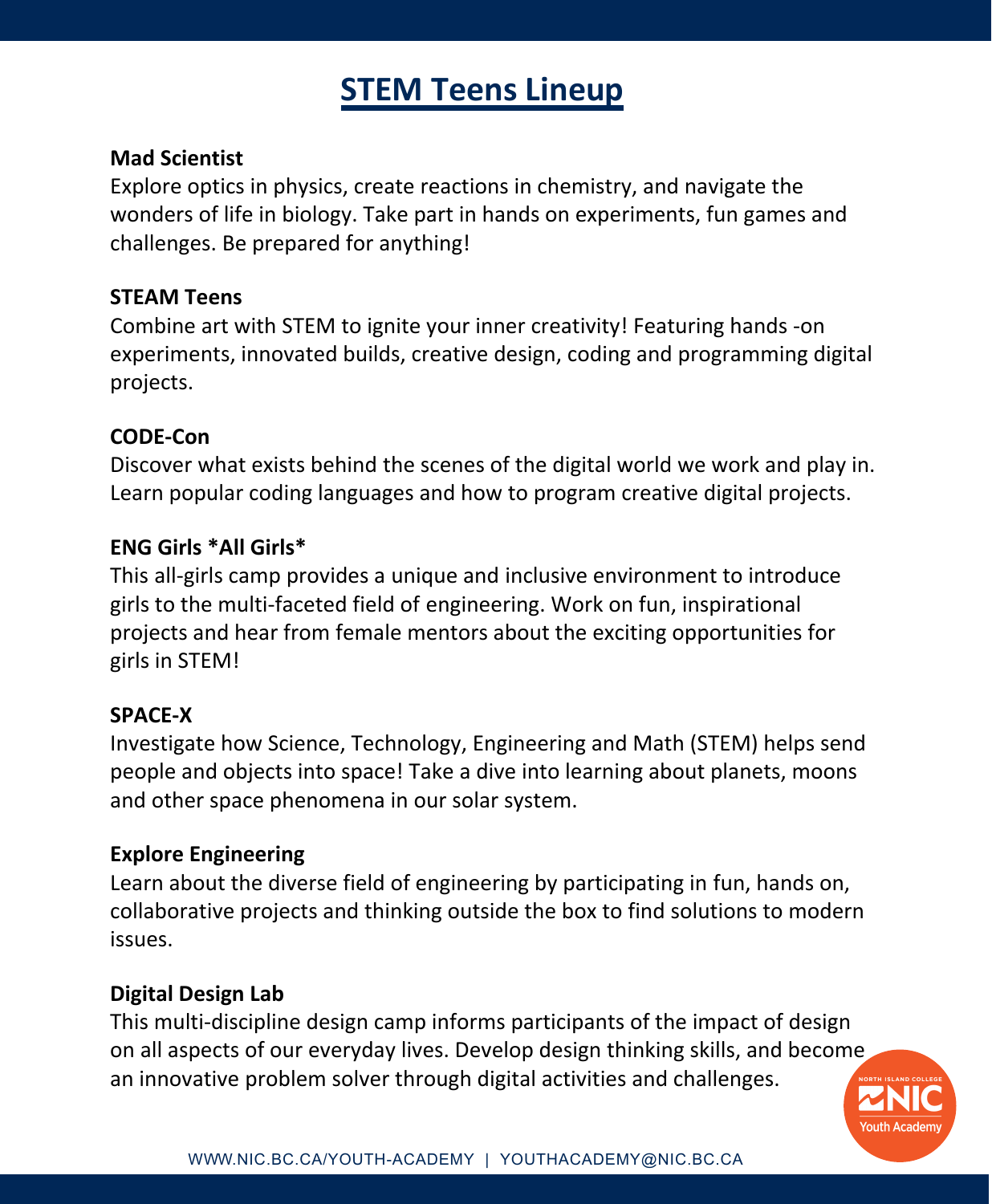# STEM Teens Lineup

**Mad Scientist**

Explore optics in physics, create reactions in chemistry, and navigate the wonders of life in biology. Take part in hands on experiments, fun games and challenges. Be prepared for anything!

**STEAM Teens**

Combine art with STEM to ignite your inner creativity! Featuring hands -on experiments, innovated builds, creative design, coding and programming digital projects.

**CODE-Con**

Discover what exists behind the scenes of the digital world we work and play in. Learn popular coding languages and how to program creative digital projects.

**ENG Girls *All Girls***

This all-girls camp provides a unique and inclusive environment to introduce girls to the multi-faceted field of engineering. Work on fun, inspirational projects and hear from female mentors about the exciting opportunities for girls in STEM!

**SPACE-X**

Investigate how Science, Technology, Engineering and Math (STEM) helps send people and objects into space! Take a dive into learning about planets, moons and other space phenomena in our solar system.

**Explore Engineering**

Learn about the diverse field of engineering by participating in fun, hands on, collaborative projects and thinking outside the box to find solutions to modern issues.

**Digital Design Lab**

This multi-discipline design camp informs participants of the impact of design on all aspects of our everyday lives. Develop design thinking skills, and become an innovative problem solver through digital activities and challenges.

NORTH ISLAND COLLEGE NIC Youth Academy

WWW.NIC.BC.CA/YOUTH-ACADEMY | YOUTHACADEMY@NIC.BC.CA